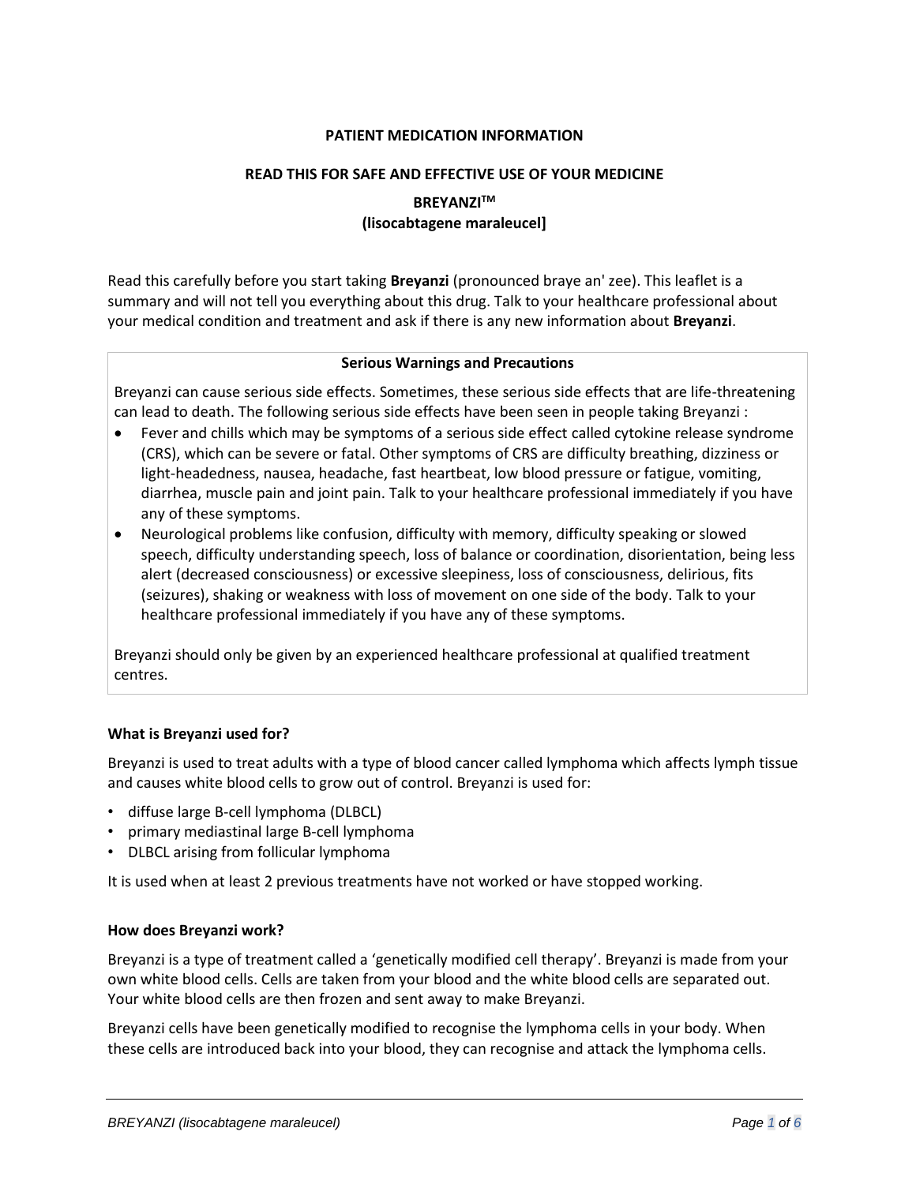**PATIENT MEDICATION INFORMATION**

**READ THIS FOR SAFE AND EFFECTIVE USE OF YOUR MEDICINE**

**BREYANZI$^{TM}$**
**(lisocabtagene maraleucel]**

Read this carefully before you start taking **Breyanzi** (pronounced braye an' zee). This leaflet is a summary and will not tell you everything about this drug. Talk to your healthcare professional about your medical condition and treatment and ask if there is any new information about **Breyanzi**.

**Serious Warnings and Precautions**

Breyanzi can cause serious side effects. Sometimes, these serious side effects that are life-threatening can lead to death. The following serious side effects have been seen in people taking Breyanzi :

- Fever and chills which may be symptoms of a serious side effect called cytokine release syndrome (CRS), which can be severe or fatal. Other symptoms of CRS are difficulty breathing, dizziness or light-headedness, nausea, headache, fast heartbeat, low blood pressure or fatigue, vomiting, diarrhea, muscle pain and joint pain. Talk to your healthcare professional immediately if you have any of these symptoms.
- Neurological problems like confusion, difficulty with memory, difficulty speaking or slowed speech, difficulty understanding speech, loss of balance or coordination, disorientation, being less alert (decreased consciousness) or excessive sleepiness, loss of consciousness, delirious, fits (seizures), shaking or weakness with loss of movement on one side of the body. Talk to your healthcare professional immediately if you have any of these symptoms.

Breyanzi should only be given by an experienced healthcare professional at qualified treatment centres.

**What is Breyanzi used for?**

Breyanzi is used to treat adults with a type of blood cancer called lymphoma which affects lymph tissue and causes white blood cells to grow out of control. Breyanzi is used for:

- diffuse large B-cell lymphoma (DLBCL)
- primary mediastinal large B-cell lymphoma
- DLBCL arising from follicular lymphoma

It is used when at least 2 previous treatments have not worked or have stopped working.

**How does Breyanzi work?**

Breyanzi is a type of treatment called a 'genetically modified cell therapy'. Breyanzi is made from your own white blood cells. Cells are taken from your blood and the white blood cells are separated out. Your white blood cells are then frozen and sent away to make Breyanzi.

Breyanzi cells have been genetically modified to recognise the lymphoma cells in your body. When these cells are introduced back into your blood, they can recognise and attack the lymphoma cells.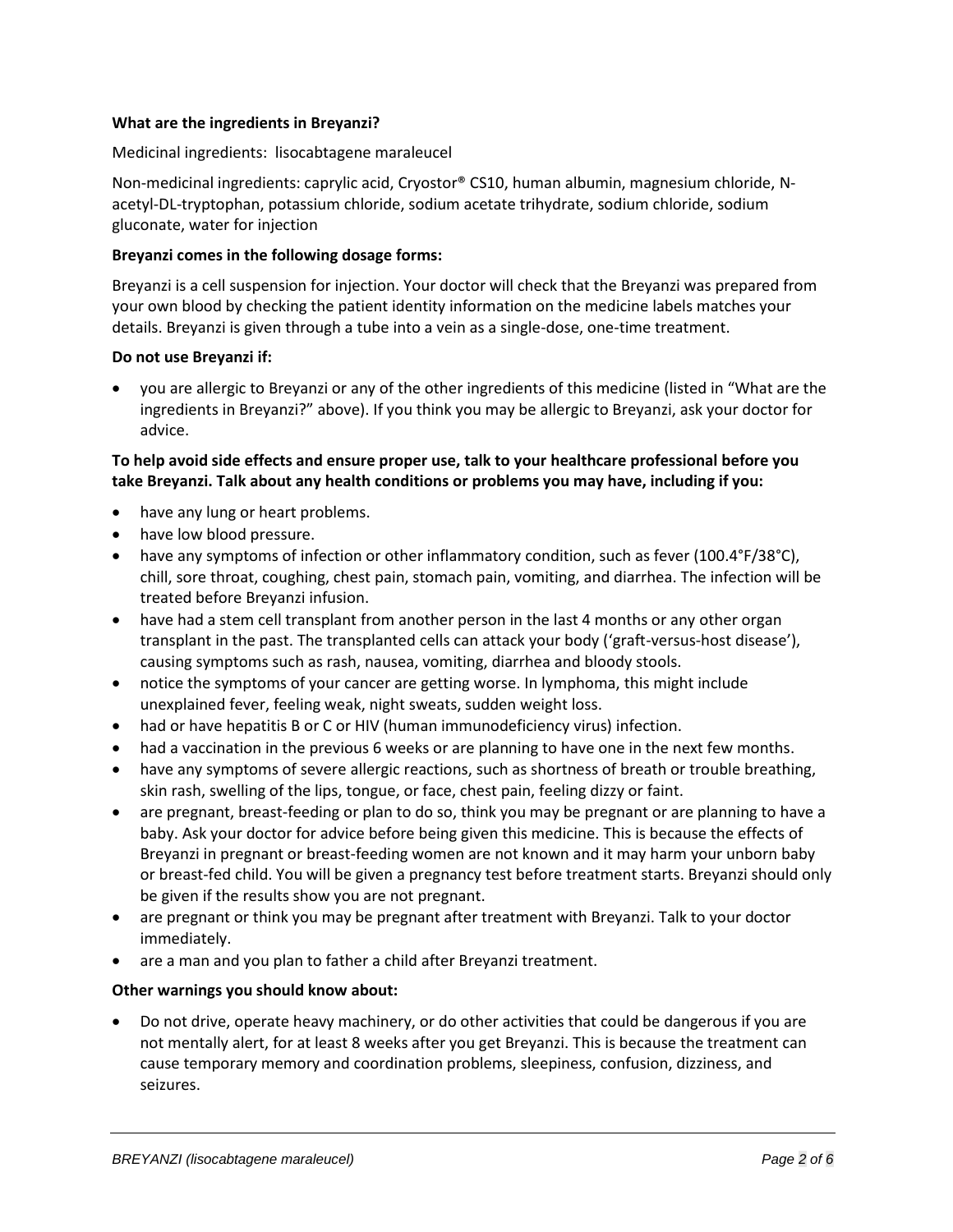**What are the ingredients in Breyanzi?**

Medicinal ingredients: lisocabtagene maraleucel

Non-medicinal ingredients: caprylic acid, Cryostor® CS10, human albumin, magnesium chloride, N-acetyl-DL-tryptophan, potassium chloride, sodium acetate trihydrate, sodium chloride, sodium gluconate, water for injection

**Breyanzi comes in the following dosage forms:**

Breyanzi is a cell suspension for injection. Your doctor will check that the Breyanzi was prepared from your own blood by checking the patient identity information on the medicine labels matches your details. Breyanzi is given through a tube into a vein as a single-dose, one-time treatment.

**Do not use Breyanzi if:**

- you are allergic to Breyanzi or any of the other ingredients of this medicine (listed in "What are the ingredients in Breyanzi?" above). If you think you may be allergic to Breyanzi, ask your doctor for advice.

**To help avoid side effects and ensure proper use, talk to your healthcare professional before you take Breyanzi. Talk about any health conditions or problems you may have, including if you:**

- have any lung or heart problems.
- have low blood pressure.
- have any symptoms of infection or other inflammatory condition, such as fever (100.4°F/38°C), chill, sore throat, coughing, chest pain, stomach pain, vomiting, and diarrhea. The infection will be treated before Breyanzi infusion.
- have had a stem cell transplant from another person in the last 4 months or any other organ transplant in the past. The transplanted cells can attack your body ('graft-versus-host disease'), causing symptoms such as rash, nausea, vomiting, diarrhea and bloody stools.
- notice the symptoms of your cancer are getting worse. In lymphoma, this might include unexplained fever, feeling weak, night sweats, sudden weight loss.
- had or have hepatitis B or C or HIV (human immunodeficiency virus) infection.
- had a vaccination in the previous 6 weeks or are planning to have one in the next few months.
- have any symptoms of severe allergic reactions, such as shortness of breath or trouble breathing, skin rash, swelling of the lips, tongue, or face, chest pain, feeling dizzy or faint.
- are pregnant, breast-feeding or plan to do so, think you may be pregnant or are planning to have a baby. Ask your doctor for advice before being given this medicine. This is because the effects of Breyanzi in pregnant or breast-feeding women are not known and it may harm your unborn baby or breast-fed child. You will be given a pregnancy test before treatment starts. Breyanzi should only be given if the results show you are not pregnant.
- are pregnant or think you may be pregnant after treatment with Breyanzi. Talk to your doctor immediately.
- are a man and you plan to father a child after Breyanzi treatment.

**Other warnings you should know about:**

- Do not drive, operate heavy machinery, or do other activities that could be dangerous if you are not mentally alert, for at least 8 weeks after you get Breyanzi. This is because the treatment can cause temporary memory and coordination problems, sleepiness, confusion, dizziness, and seizures.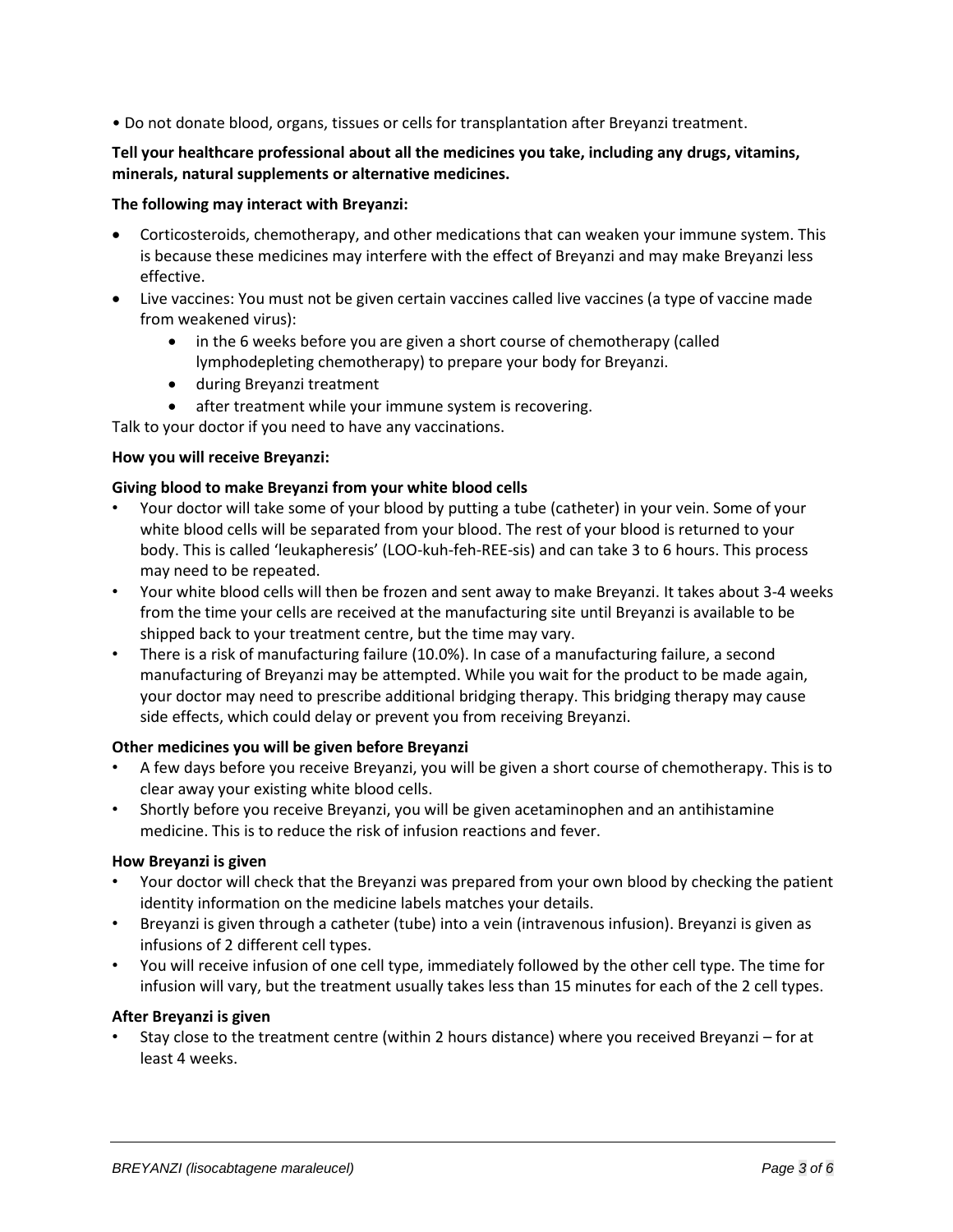- Do not donate blood, organs, tissues or cells for transplantation after Breyanzi treatment.

**Tell your healthcare professional about all the medicines you take, including any drugs, vitamins, minerals, natural supplements or alternative medicines.**

**The following may interact with Breyanzi:**

- Corticosteroids, chemotherapy, and other medications that can weaken your immune system. This is because these medicines may interfere with the effect of Breyanzi and may make Breyanzi less effective.
- Live vaccines: You must not be given certain vaccines called live vaccines (a type of vaccine made from weakened virus):
  - in the 6 weeks before you are given a short course of chemotherapy (called lymphodepleting chemotherapy) to prepare your body for Breyanzi.
  - during Breyanzi treatment
  - after treatment while your immune system is recovering.

Talk to your doctor if you need to have any vaccinations.

**How you will receive Breyanzi:**

**Giving blood to make Breyanzi from your white blood cells**

- Your doctor will take some of your blood by putting a tube (catheter) in your vein. Some of your white blood cells will be separated from your blood. The rest of your blood is returned to your body. This is called 'leukapheresis' (LOO-kuh-feh-REE-sis) and can take 3 to 6 hours. This process may need to be repeated.
- Your white blood cells will then be frozen and sent away to make Breyanzi. It takes about 3-4 weeks from the time your cells are received at the manufacturing site until Breyanzi is available to be shipped back to your treatment centre, but the time may vary.
- There is a risk of manufacturing failure (10.0%). In case of a manufacturing failure, a second manufacturing of Breyanzi may be attempted. While you wait for the product to be made again, your doctor may need to prescribe additional bridging therapy. This bridging therapy may cause side effects, which could delay or prevent you from receiving Breyanzi.

**Other medicines you will be given before Breyanzi**

- A few days before you receive Breyanzi, you will be given a short course of chemotherapy. This is to clear away your existing white blood cells.
- Shortly before you receive Breyanzi, you will be given acetaminophen and an antihistamine medicine. This is to reduce the risk of infusion reactions and fever.

**How Breyanzi is given**

- Your doctor will check that the Breyanzi was prepared from your own blood by checking the patient identity information on the medicine labels matches your details.
- Breyanzi is given through a catheter (tube) into a vein (intravenous infusion). Breyanzi is given as infusions of 2 different cell types.
- You will receive infusion of one cell type, immediately followed by the other cell type. The time for infusion will vary, but the treatment usually takes less than 15 minutes for each of the 2 cell types.

**After Breyanzi is given**

- Stay close to the treatment centre (within 2 hours distance) where you received Breyanzi – for at least 4 weeks.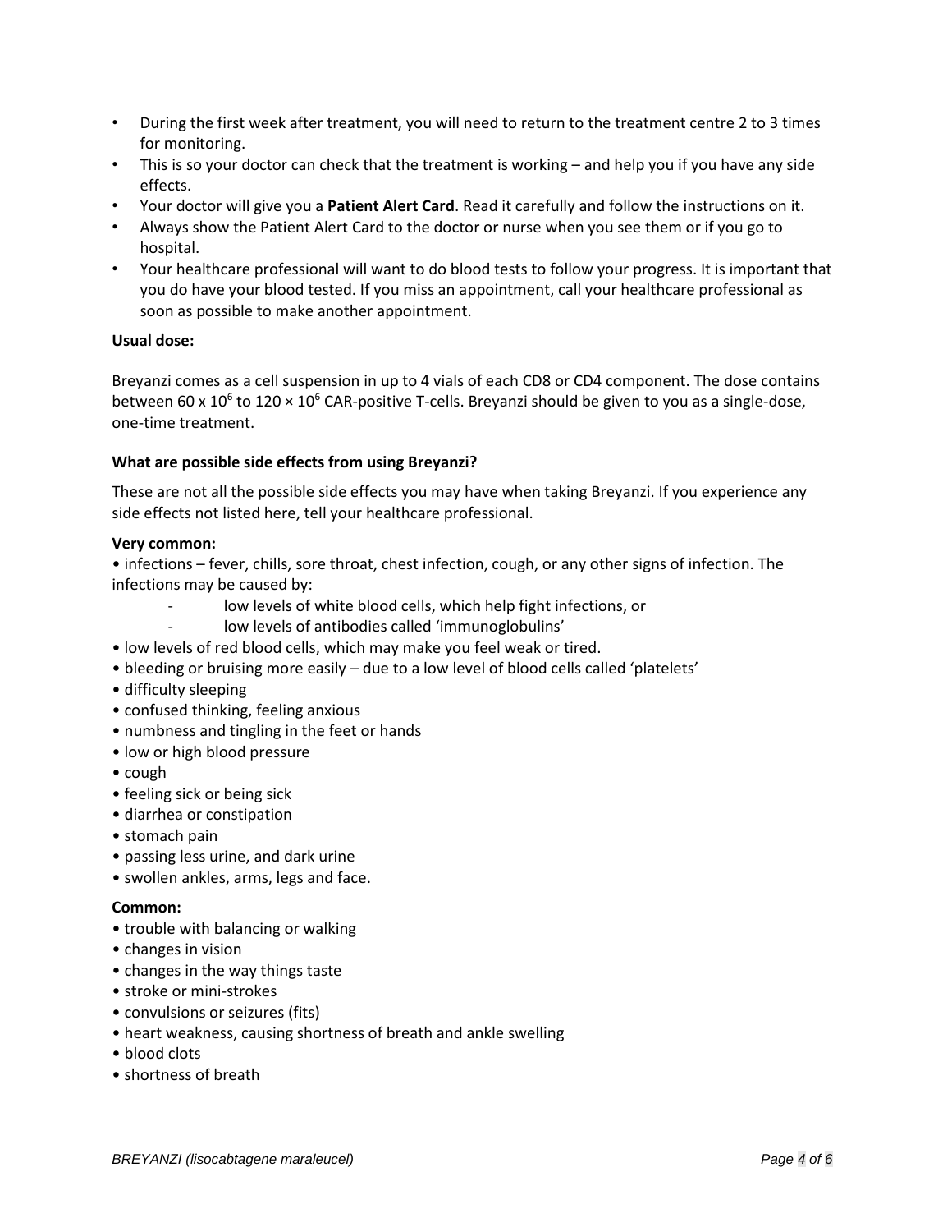- During the first week after treatment, you will need to return to the treatment centre 2 to 3 times for monitoring.
- This is so your doctor can check that the treatment is working – and help you if you have any side effects.
- Your doctor will give you a **Patient Alert Card**. Read it carefully and follow the instructions on it.
- Always show the Patient Alert Card to the doctor or nurse when you see them or if you go to hospital.
- Your healthcare professional will want to do blood tests to follow your progress. It is important that you do have your blood tested. If you miss an appointment, call your healthcare professional as soon as possible to make another appointment.

**Usual dose:**

Breyanzi comes as a cell suspension in up to 4 vials of each CD8 or CD4 component. The dose contains between $60 \times 10^6$ to $120 \times 10^6$ CAR-positive T-cells. Breyanzi should be given to you as a single-dose, one-time treatment.

**What are possible side effects from using Breyanzi?**

These are not all the possible side effects you may have when taking Breyanzi. If you experience any side effects not listed here, tell your healthcare professional.

**Very common:**

- infections – fever, chills, sore throat, chest infection, cough, or any other signs of infection. The infections may be caused by:
  - low levels of white blood cells, which help fight infections, or
  - low levels of antibodies called 'immunoglobulins'
- low levels of red blood cells, which may make you feel weak or tired.
- bleeding or bruising more easily – due to a low level of blood cells called 'platelets'
- difficulty sleeping
- confused thinking, feeling anxious
- numbness and tingling in the feet or hands
- low or high blood pressure
- cough
- feeling sick or being sick
- diarrhea or constipation
- stomach pain
- passing less urine, and dark urine
- swollen ankles, arms, legs and face.

**Common:**

- trouble with balancing or walking
- changes in vision
- changes in the way things taste
- stroke or mini-strokes
- convulsions or seizures (fits)
- heart weakness, causing shortness of breath and ankle swelling
- blood clots
- shortness of breath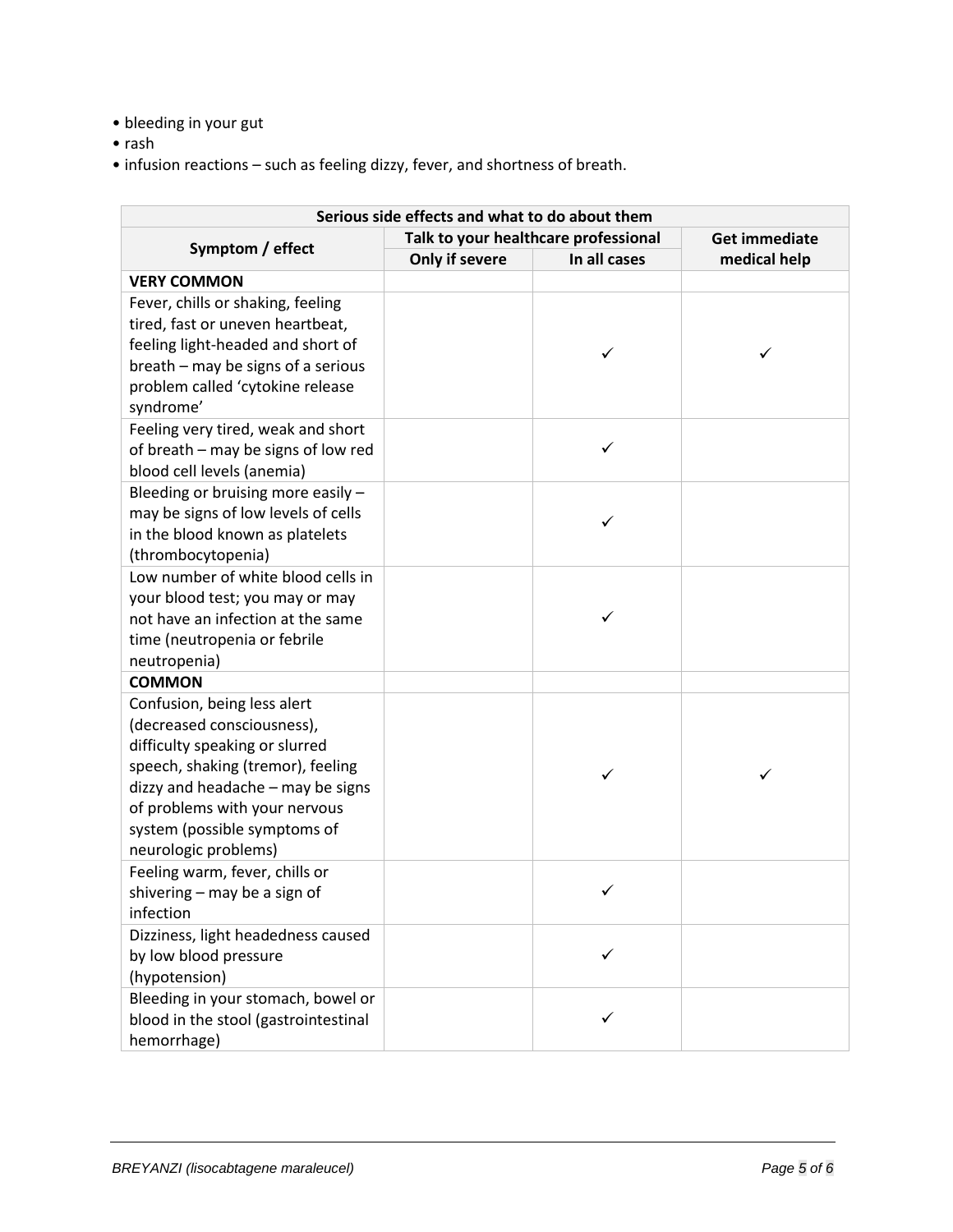- bleeding in your gut
- rash
- infusion reactions – such as feeling dizzy, fever, and shortness of breath.

| Serious side effects and what to do about them | | | |
|---|---|---|---|
| Symptom / effect | Talk to your healthcare professional | | Get immediate medical help |
| | Only if severe | In all cases | |
| **VERY COMMON** | | | |
| Fever, chills or shaking, feeling tired, fast or uneven heartbeat, feeling light-headed and short of breath – may be signs of a serious problem called 'cytokine release syndrome' | | ✓ | ✓ |
| Feeling very tired, weak and short of breath – may be signs of low red blood cell levels (anemia) | | ✓ | |
| Bleeding or bruising more easily – may be signs of low levels of cells in the blood known as platelets (thrombocytopenia) | | ✓ | |
| Low number of white blood cells in your blood test; you may or may not have an infection at the same time (neutropenia or febrile neutropenia) | | ✓ | |
| **COMMON** | | | |
| Confusion, being less alert (decreased consciousness), difficulty speaking or slurred speech, shaking (tremor), feeling dizzy and headache – may be signs of problems with your nervous system (possible symptoms of neurologic problems) | | ✓ | ✓ |
| Feeling warm, fever, chills or shivering – may be a sign of infection | | ✓ | |
| Dizziness, light headedness caused by low blood pressure (hypotension) | | ✓ | |
| Bleeding in your stomach, bowel or blood in the stool (gastrointestinal hemorrhage) | | ✓ | |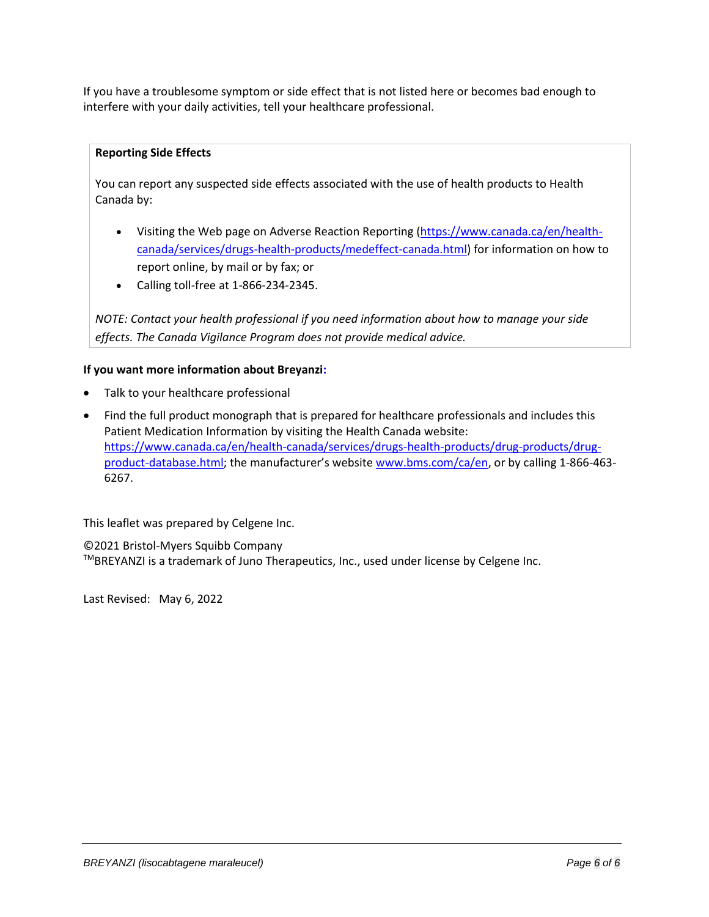If you have a troublesome symptom or side effect that is not listed here or becomes bad enough to interfere with your daily activities, tell your healthcare professional.

**Reporting Side Effects**

You can report any suspected side effects associated with the use of health products to Health Canada by:

- Visiting the Web page on Adverse Reaction Reporting (https://www.canada.ca/en/health-canada/services/drugs-health-products/medeffect-canada.html) for information on how to report online, by mail or by fax; or
- Calling toll-free at 1-866-234-2345.

*NOTE: Contact your health professional if you need information about how to manage your side effects. The Canada Vigilance Program does not provide medical advice.*

**If you want more information about Breyanzi:**

- Talk to your healthcare professional
- Find the full product monograph that is prepared for healthcare professionals and includes this Patient Medication Information by visiting the Health Canada website: https://www.canada.ca/en/health-canada/services/drugs-health-products/drug-products/drug-product-database.html; the manufacturer's website www.bms.com/ca/en, or by calling 1-866-463-6267.

This leaflet was prepared by Celgene Inc.

©2021 Bristol-Myers Squibb Company
TMBREYANZI is a trademark of Juno Therapeutics, Inc., used under license by Celgene Inc.

Last Revised: May 6, 2022